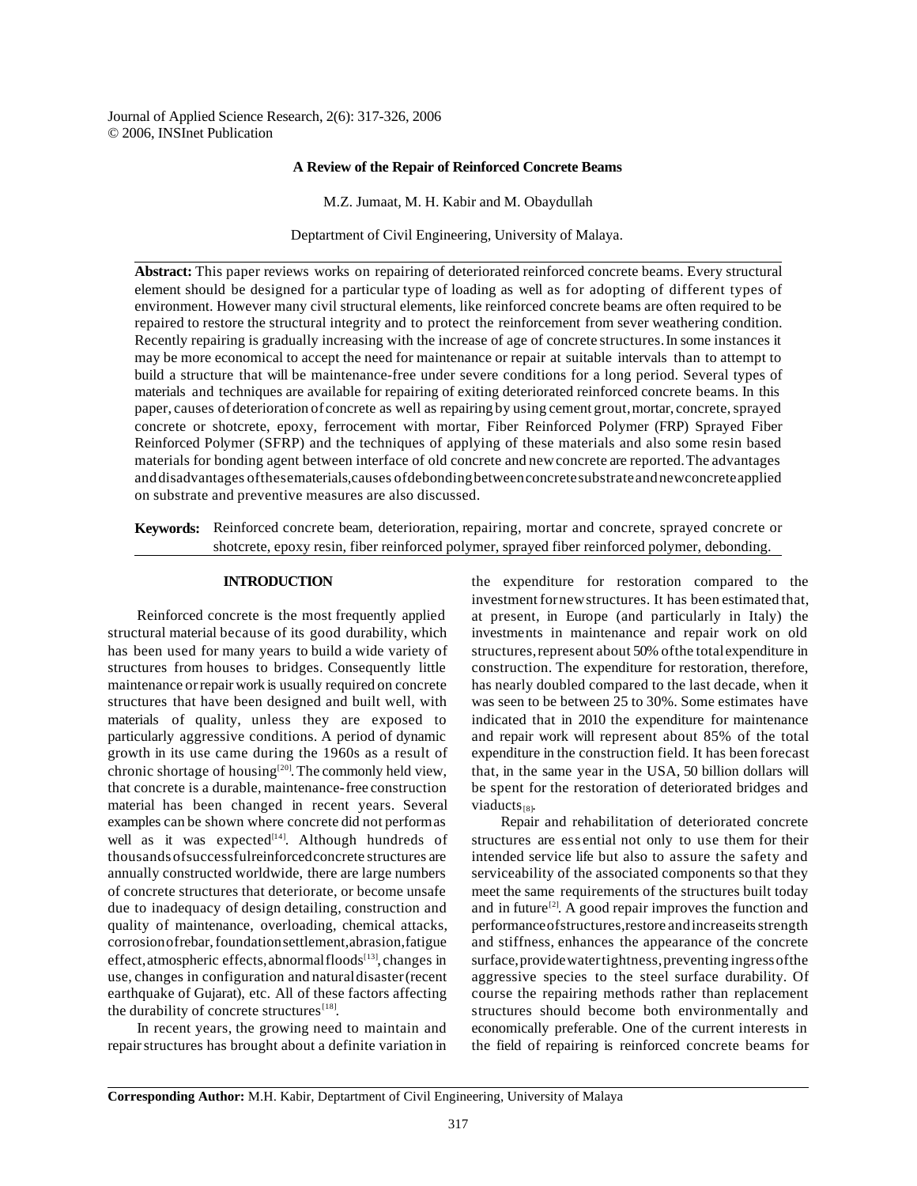Journal of Applied Science Research, 2(6): 317-326, 2006
© 2006, INSInet Publication

# A Review of the Repair of Reinforced Concrete Beams

M.Z. Jumaat, M. H. Kabir and M. Obaydullah

Deptartment of Civil Engineering, University of Malaya.

**Abstract:** This paper reviews works on repairing of deteriorated reinforced concrete beams. Every structural element should be designed for a particular type of loading as well as for adopting of different types of environment. However many civil structural elements, like reinforced concrete beams are often required to be repaired to restore the structural integrity and to protect the reinforcement from sever weathering condition. Recently repairing is gradually increasing with the increase of age of concrete structures. In some instances it may be more economical to accept the need for maintenance or repair at suitable intervals than to attempt to build a structure that will be maintenance-free under severe conditions for a long period. Several types of materials and techniques are available for repairing of exiting deteriorated reinforced concrete beams. In this paper, causes of deterioration of concrete as well as repairing by using cement grout, mortar, concrete, sprayed concrete or shotcrete, epoxy, ferrocement with mortar, Fiber Reinforced Polymer (FRP) Sprayed Fiber Reinforced Polymer (SFRP) and the techniques of applying of these materials and also some resin based materials for bonding agent between interface of old concrete and new concrete are reported. The advantages and disadvantages of these materials, causes of debonding between concrete substrate and new concrete applied on substrate and preventive measures are also discussed.

**Keywords:** Reinforced concrete beam, deterioration, repairing, mortar and concrete, sprayed concrete or shotcrete, epoxy resin, fiber reinforced polymer, sprayed fiber reinforced polymer, debonding.

## INTRODUCTION

Reinforced concrete is the most frequently applied structural material because of its good durability, which has been used for many years to build a wide variety of structures from houses to bridges. Consequently little maintenance or repair work is usually required on concrete structures that have been designed and built well, with materials of quality, unless they are exposed to particularly aggressive conditions. A period of dynamic growth in its use came during the 1960s as a result of chronic shortage of housing[20]. The commonly held view, that concrete is a durable, maintenance-free construction material has been changed in recent years. Several examples can be shown where concrete did not perform as well as it was expected[14]. Although hundreds of thousands of successful reinforced concrete structures are annually constructed worldwide, there are large numbers of concrete structures that deteriorate, or become unsafe due to inadequacy of design detailing, construction and quality of maintenance, overloading, chemical attacks, corrosion of rebar, foundation settlement, abrasion, fatigue effect, atmospheric effects, abnormal floods[13], changes in use, changes in configuration and natural disaster (recent earthquake of Gujarat), etc. All of these factors affecting the durability of concrete structures[18].

In recent years, the growing need to maintain and repair structures has brought about a definite variation in the expenditure for restoration compared to the investment for new structures. It has been estimated that, at present, in Europe (and particularly in Italy) the investments in maintenance and repair work on old structures, represent about 50% of the total expenditure in construction. The expenditure for restoration, therefore, has nearly doubled compared to the last decade, when it was seen to be between 25 to 30%. Some estimates have indicated that in 2010 the expenditure for maintenance and repair work will represent about 85% of the total expenditure in the construction field. It has been forecast that, in the same year in the USA, 50 billion dollars will be spent for the restoration of deteriorated bridges and viaducts[8].

Repair and rehabilitation of deteriorated concrete structures are essential not only to use them for their intended service life but also to assure the safety and serviceability of the associated components so that they meet the same requirements of the structures built today and in future[2]. A good repair improves the function and performance of structures, restore and increase its strength and stiffness, enhances the appearance of the concrete surface, provide water tightness, preventing ingress of the aggressive species to the steel surface durability. Of course the repairing methods rather than replacement structures should become both environmentally and economically preferable. One of the current interests in the field of repairing is reinforced concrete beams for

**Corresponding Author:** M.H. Kabir, Deptartment of Civil Engineering, University of Malaya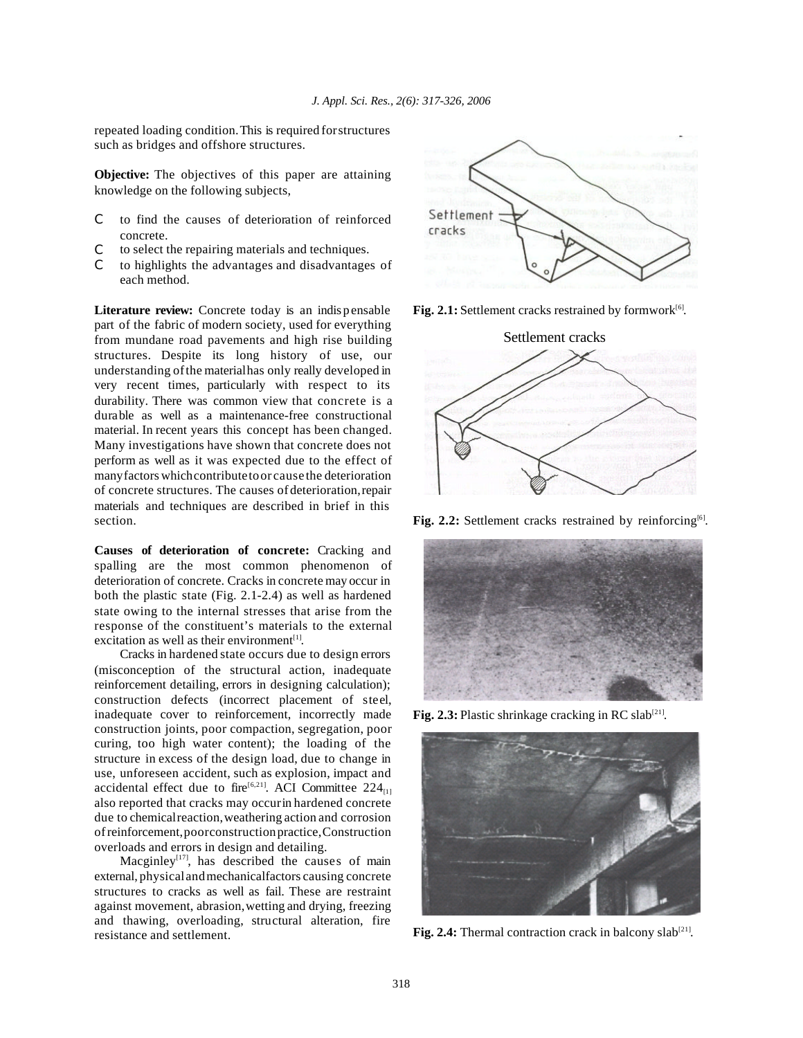repeated loading condition. This is required for structures such as bridges and offshore structures.

**Objective:** The objectives of this paper are attaining knowledge on the following subjects,

- to find the causes of deterioration of reinforced concrete.
- to select the repairing materials and techniques.
- to highlights the advantages and disadvantages of each method.

**Literature review:** Concrete today is an indispensable part of the fabric of modern society, used for everything from mundane road pavements and high rise building structures. Despite its long history of use, our understanding of the material has only really developed in very recent times, particularly with respect to its durability. There was common view that concrete is a durable as well as a maintenance-free constructional material. In recent years this concept has been changed. Many investigations have shown that concrete does not perform as well as it was expected due to the effect of many factors which contribute to or cause the deterioration of concrete structures. The causes of deterioration, repair materials and techniques are described in brief in this section.

**Causes of deterioration of concrete:** Cracking and spalling are the most common phenomenon of deterioration of concrete. Cracks in concrete may occur in both the plastic state (Fig. 2.1-2.4) as well as hardened state owing to the internal stresses that arise from the response of the constituent's materials to the external excitation as well as their environment[1].

Cracks in hardened state occurs due to design errors (misconception of the structural action, inadequate reinforcement detailing, errors in designing calculation); construction defects (incorrect placement of steel, inadequate cover to reinforcement, incorrectly made construction joints, poor compaction, segregation, poor curing, too high water content); the loading of the structure in excess of the design load, due to change in use, unforeseen accident, such as explosion, impact and accidental effect due to fire[6,21]. ACI Committee 224[1] also reported that cracks may occur in hardened concrete due to chemical reaction, weathering action and corrosion of reinforcement, poor construction practice, Construction overloads and errors in design and detailing.

Macginley[17], has described the causes of main external, physical and mechanical factors causing concrete structures to cracks as well as fail. These are restraint against movement, abrasion, wetting and drying, freezing and thawing, overloading, structural alteration, fire resistance and settlement.

Fig. 2.1: Settlement cracks restrained by formwork[6].

Fig. 2.2: Settlement cracks restrained by reinforcing[6].

Fig. 2.3: Plastic shrinkage cracking in RC slab[21].

Fig. 2.4: Thermal contraction crack in balcony slab[21].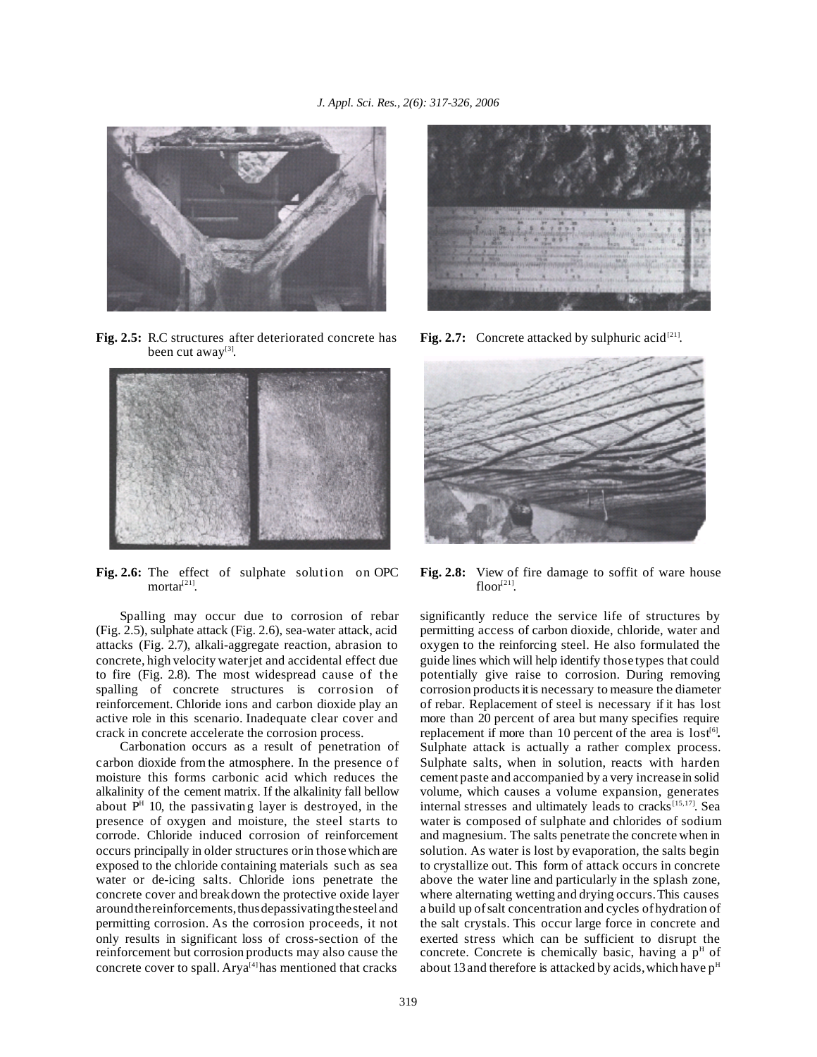**Fig. 2.5:** R.C structures after deteriorated concrete has been cut away[3].

**Fig. 2.6:** The effect of sulphate solution on OPC mortar[21].

**Fig. 2.7:** Concrete attacked by sulphuric acid[21].

**Fig. 2.8:** View of fire damage to soffit of ware house floor[21].

Spalling may occur due to corrosion of rebar (Fig. 2.5), sulphate attack (Fig. 2.6), sea-water attack, acid attacks (Fig. 2.7), alkali-aggregate reaction, abrasion to concrete, high velocity water jet and accidental effect due to fire (Fig. 2.8). The most widespread cause of the spalling of concrete structures is corrosion of reinforcement. Chloride ions and carbon dioxide play an active role in this scenario. Inadequate clear cover and crack in concrete accelerate the corrosion process.

Carbonation occurs as a result of penetration of carbon dioxide from the atmosphere. In the presence of moisture this forms carbonic acid which reduces the alkalinity of the cement matrix. If the alkalinity fall bellow about $P^H$ 10, the passivating layer is destroyed, in the presence of oxygen and moisture, the steel starts to corrode. Chloride induced corrosion of reinforcement occurs principally in older structures or in those which are exposed to the chloride containing materials such as sea water or de-icing salts. Chloride ions penetrate the concrete cover and break down the protective oxide layer around the reinforcements, thus depassivating the steel and permitting corrosion. As the corrosion proceeds, it not only results in significant loss of cross-section of the reinforcement but corrosion products may also cause the concrete cover to spall. Arya[4] has mentioned that cracks significantly reduce the service life of structures by permitting access of carbon dioxide, chloride, water and oxygen to the reinforcing steel. He also formulated the guide lines which will help identify those types that could potentially give raise to corrosion. During removing corrosion products it is necessary to measure the diameter of rebar. Replacement of steel is necessary if it has lost more than 20 percent of area but many specifies require replacement if more than 10 percent of the area is lost[6]**.** Sulphate attack is actually a rather complex process. Sulphate salts, when in solution, reacts with harden cement paste and accompanied by a very increase in solid volume, which causes a volume expansion, generates internal stresses and ultimately leads to cracks[15,17]. Sea water is composed of sulphate and chlorides of sodium and magnesium. The salts penetrate the concrete when in solution. As water is lost by evaporation, the salts begin to crystallize out. This form of attack occurs in concrete above the water line and particularly in the splash zone, where alternating wetting and drying occurs. This causes a build up of salt concentration and cycles of hydration of the salt crystals. This occur large force in concrete and exerted stress which can be sufficient to disrupt the concrete. Concrete is chemically basic, having a $p^H$ of about 13 and therefore is attacked by acids, which have $p^H$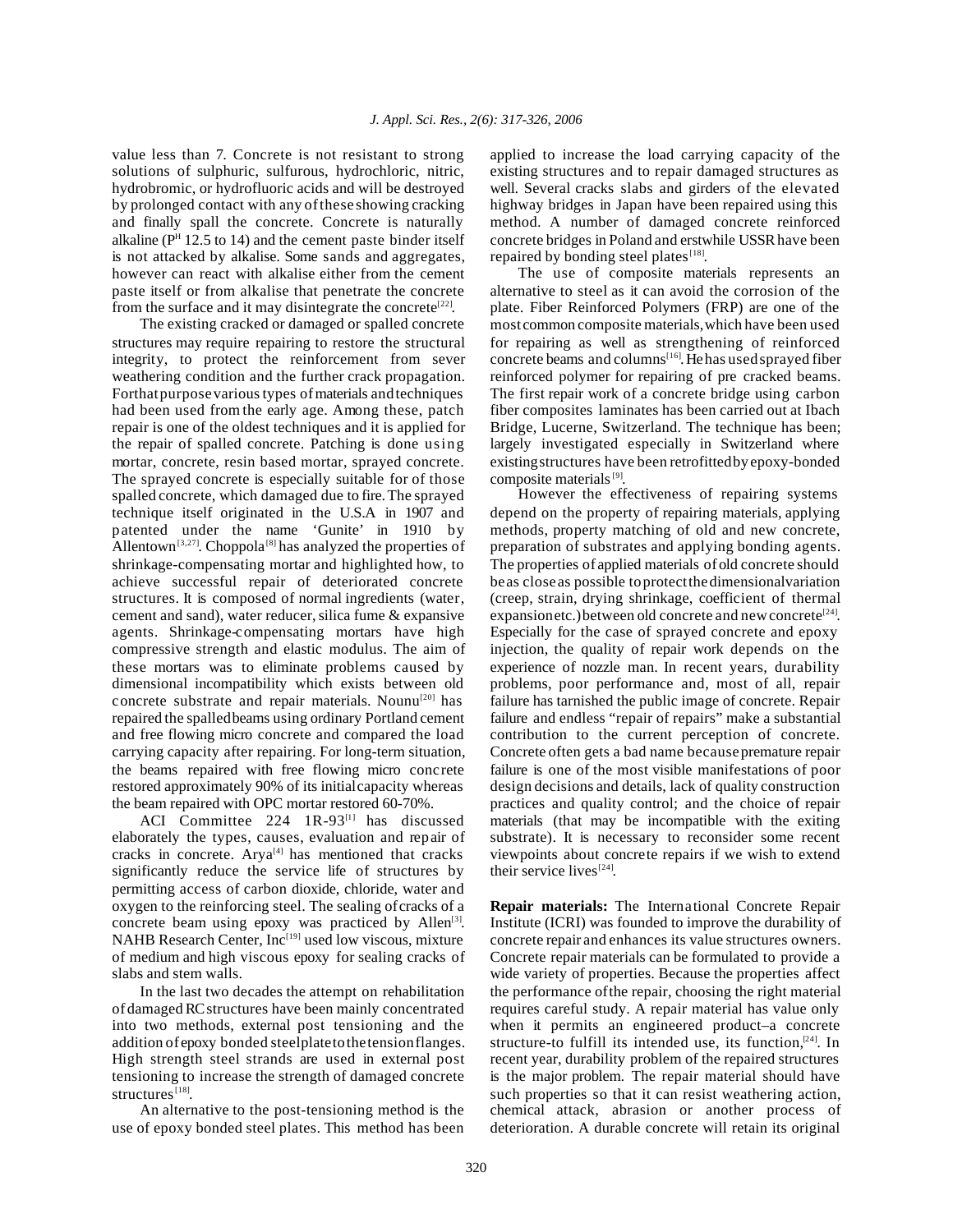value less than 7. Concrete is not resistant to strong solutions of sulphuric, sulfurous, hydrochloric, nitric, hydrobromic, or hydrofluoric acids and will be destroyed by prolonged contact with any of these showing cracking and finally spall the concrete. Concrete is naturally alkaline ($P^H$ 12.5 to 14) and the cement paste binder itself is not attacked by alkalise. Some sands and aggregates, however can react with alkalise either from the cement paste itself or from alkalise that penetrate the concrete from the surface and it may disintegrate the concrete[22].

The existing cracked or damaged or spalled concrete structures may require repairing to restore the structural integrity, to protect the reinforcement from sever weathering condition and the further crack propagation. For that purpose various types of materials and techniques had been used from the early age. Among these, patch repair is one of the oldest techniques and it is applied for the repair of spalled concrete. Patching is done using mortar, concrete, resin based mortar, sprayed concrete. The sprayed concrete is especially suitable for of those spalled concrete, which damaged due to fire. The sprayed technique itself originated in the U.S.A in 1907 and patented under the name 'Gunite' in 1910 by Allentown[3,27]. Choppola[8] has analyzed the properties of shrinkage-compensating mortar and highlighted how, to achieve successful repair of deteriorated concrete structures. It is composed of normal ingredients (water, cement and sand), water reducer, silica fume & expansive agents. Shrinkage-compensating mortars have high compressive strength and elastic modulus. The aim of these mortars was to eliminate problems caused by dimensional incompatibility which exists between old concrete substrate and repair materials. Nounu[20] has repaired the spalled beams using ordinary Portland cement and free flowing micro concrete and compared the load carrying capacity after repairing. For long-term situation, the beams repaired with free flowing micro concrete restored approximately 90% of its initial capacity whereas the beam repaired with OPC mortar restored 60-70%.

ACI Committee 224 1R-93[1] has discussed elaborately the types, causes, evaluation and repair of cracks in concrete. Arya[4] has mentioned that cracks significantly reduce the service life of structures by permitting access of carbon dioxide, chloride, water and oxygen to the reinforcing steel. The sealing of cracks of a concrete beam using epoxy was practiced by Allen[3]. NAHB Research Center, Inc[19] used low viscous, mixture of medium and high viscous epoxy for sealing cracks of slabs and stem walls.

In the last two decades the attempt on rehabilitation of damaged RC structures have been mainly concentrated into two methods, external post tensioning and the addition of epoxy bonded steel plate to the tension flanges. High strength steel strands are used in external post tensioning to increase the strength of damaged concrete structures[18].

An alternative to the post-tensioning method is the use of epoxy bonded steel plates. This method has been applied to increase the load carrying capacity of the existing structures and to repair damaged structures as well. Several cracks slabs and girders of the elevated highway bridges in Japan have been repaired using this method. A number of damaged concrete reinforced concrete bridges in Poland and erstwhile USSR have been repaired by bonding steel plates[18].

The use of composite materials represents an alternative to steel as it can avoid the corrosion of the plate. Fiber Reinforced Polymers (FRP) are one of the most common composite materials, which have been used for repairing as well as strengthening of reinforced concrete beams and columns[16]. He has used sprayed fiber reinforced polymer for repairing of pre cracked beams. The first repair work of a concrete bridge using carbon fiber composites laminates has been carried out at Ibach Bridge, Lucerne, Switzerland. The technique has been; largely investigated especially in Switzerland where existing structures have been retrofitted by epoxy-bonded composite materials[9].

However the effectiveness of repairing systems depend on the property of repairing materials, applying methods, property matching of old and new concrete, preparation of substrates and applying bonding agents. The properties of applied materials of old concrete should be as close as possible to protect the dimensional variation (creep, strain, drying shrinkage, coefficient of thermal expansion etc.) between old concrete and new concrete[24]. Especially for the case of sprayed concrete and epoxy injection, the quality of repair work depends on the experience of nozzle man. In recent years, durability problems, poor performance and, most of all, repair failure has tarnished the public image of concrete. Repair failure and endless "repair of repairs" make a substantial contribution to the current perception of concrete. Concrete often gets a bad name because premature repair failure is one of the most visible manifestations of poor design decisions and details, lack of quality construction practices and quality control; and the choice of repair materials (that may be incompatible with the exiting substrate). It is necessary to reconsider some recent viewpoints about concrete repairs if we wish to extend their service lives[24].

**Repair materials:** The International Concrete Repair Institute (ICRI) was founded to improve the durability of concrete repair and enhances its value structures owners. Concrete repair materials can be formulated to provide a wide variety of properties. Because the properties affect the performance of the repair, choosing the right material requires careful study. A repair material has value only when it permits an engineered product–a concrete structure-to fulfill its intended use, its function,[24]. In recent year, durability problem of the repaired structures is the major problem. The repair material should have such properties so that it can resist weathering action, chemical attack, abrasion or another process of deterioration. A durable concrete will retain its original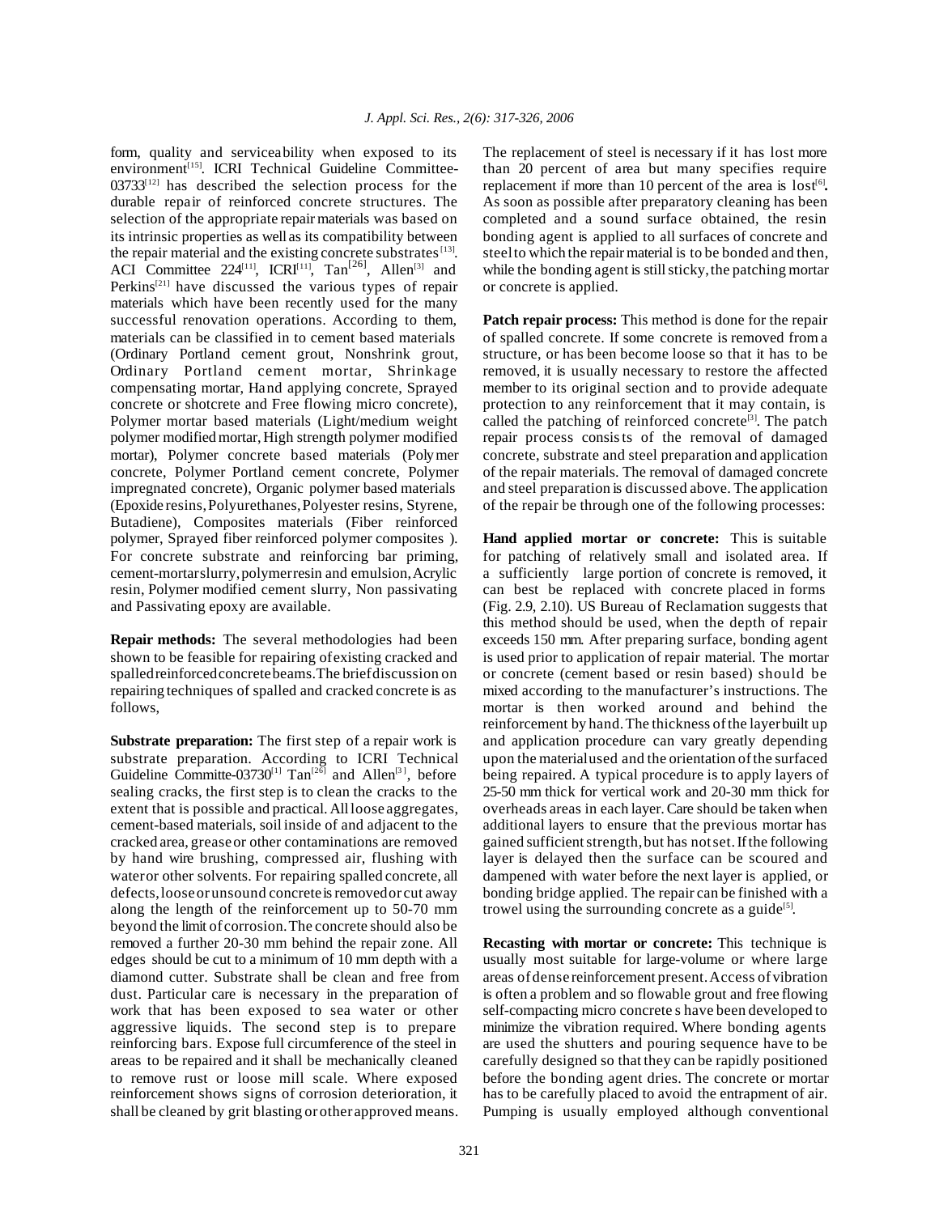form, quality and serviceability when exposed to its environment[15]. ICRI Technical Guideline Committee-03733[12] has described the selection process for the durable repair of reinforced concrete structures. The selection of the appropriate repair materials was based on its intrinsic properties as well as its compatibility between the repair material and the existing concrete substrates[13]. ACI Committee 224[11], ICRI[11], Tan[26], Allen[3] and Perkins[21] have discussed the various types of repair materials which have been recently used for the many successful renovation operations. According to them, materials can be classified in to cement based materials (Ordinary Portland cement grout, Nonshrink grout, Ordinary Portland cement mortar, Shrinkage compensating mortar, Hand applying concrete, Sprayed concrete or shotcrete and Free flowing micro concrete), Polymer mortar based materials (Light/medium weight polymer modified mortar, High strength polymer modified mortar), Polymer concrete based materials (Polymer concrete, Polymer Portland cement concrete, Polymer impregnated concrete), Organic polymer based materials (Epoxide resins, Polyurethanes, Polyester resins, Styrene, Butadiene), Composites materials (Fiber reinforced polymer, Sprayed fiber reinforced polymer composites ). For concrete substrate and reinforcing bar priming, cement-mortar slurry, polymer resin and emulsion, Acrylic resin, Polymer modified cement slurry, Non passivating and Passivating epoxy are available.

**Repair methods:** The several methodologies had been shown to be feasible for repairing of existing cracked and spalled reinforced concrete beams. The brief discussion on repairing techniques of spalled and cracked concrete is as follows,

**Substrate preparation:** The first step of a repair work is substrate preparation. According to ICRI Technical Guideline Committe-03730[1] Tan[26] and Allen[3], before sealing cracks, the first step is to clean the cracks to the extent that is possible and practical. All loose aggregates, cement-based materials, soil inside of and adjacent to the cracked area, grease or other contaminations are removed by hand wire brushing, compressed air, flushing with water or other solvents. For repairing spalled concrete, all defects, loose or unsound concrete is removed or cut away along the length of the reinforcement up to 50-70 mm beyond the limit of corrosion. The concrete should also be removed a further 20-30 mm behind the repair zone. All edges should be cut to a minimum of 10 mm depth with a diamond cutter. Substrate shall be clean and free from dust. Particular care is necessary in the preparation of work that has been exposed to sea water or other aggressive liquids. The second step is to prepare reinforcing bars. Expose full circumference of the steel in areas to be repaired and it shall be mechanically cleaned to remove rust or loose mill scale. Where exposed reinforcement shows signs of corrosion deterioration, it shall be cleaned by grit blasting or other approved means. The replacement of steel is necessary if it has lost more than 20 percent of area but many specifies require replacement if more than 10 percent of the area is lost[6]. As soon as possible after preparatory cleaning has been completed and a sound surface obtained, the resin bonding agent is applied to all surfaces of concrete and steel to which the repair material is to be bonded and then, while the bonding agent is still sticky, the patching mortar or concrete is applied.

**Patch repair process:** This method is done for the repair of spalled concrete. If some concrete is removed from a structure, or has been become loose so that it has to be removed, it is usually necessary to restore the affected member to its original section and to provide adequate protection to any reinforcement that it may contain, is called the patching of reinforced concrete[3]. The patch repair process consists of the removal of damaged concrete, substrate and steel preparation and application of the repair materials. The removal of damaged concrete and steel preparation is discussed above. The application of the repair be through one of the following processes:

**Hand applied mortar or concrete:** This is suitable for patching of relatively small and isolated area. If a sufficiently large portion of concrete is removed, it can best be replaced with concrete placed in forms (Fig. 2.9, 2.10). US Bureau of Reclamation suggests that this method should be used, when the depth of repair exceeds 150 mm. After preparing surface, bonding agent is used prior to application of repair material. The mortar or concrete (cement based or resin based) should be mixed according to the manufacturer's instructions. The mortar is then worked around and behind the reinforcement by hand. The thickness of the layer built up and application procedure can vary greatly depending upon the material used and the orientation of the surfaced being repaired. A typical procedure is to apply layers of 25-50 mm thick for vertical work and 20-30 mm thick for overheads areas in each layer. Care should be taken when additional layers to ensure that the previous mortar has gained sufficient strength, but has not set. If the following layer is delayed then the surface can be scoured and dampened with water before the next layer is applied, or bonding bridge applied. The repair can be finished with a trowel using the surrounding concrete as a guide[5].

**Recasting with mortar or concrete:** This technique is usually most suitable for large-volume or where large areas of dense reinforcement present. Access of vibration is often a problem and so flowable grout and free flowing self-compacting micro concretes have been developed to minimize the vibration required. Where bonding agents are used the shutters and pouring sequence have to be carefully designed so that they can be rapidly positioned before the bonding agent dries. The concrete or mortar has to be carefully placed to avoid the entrapment of air. Pumping is usually employed although conventional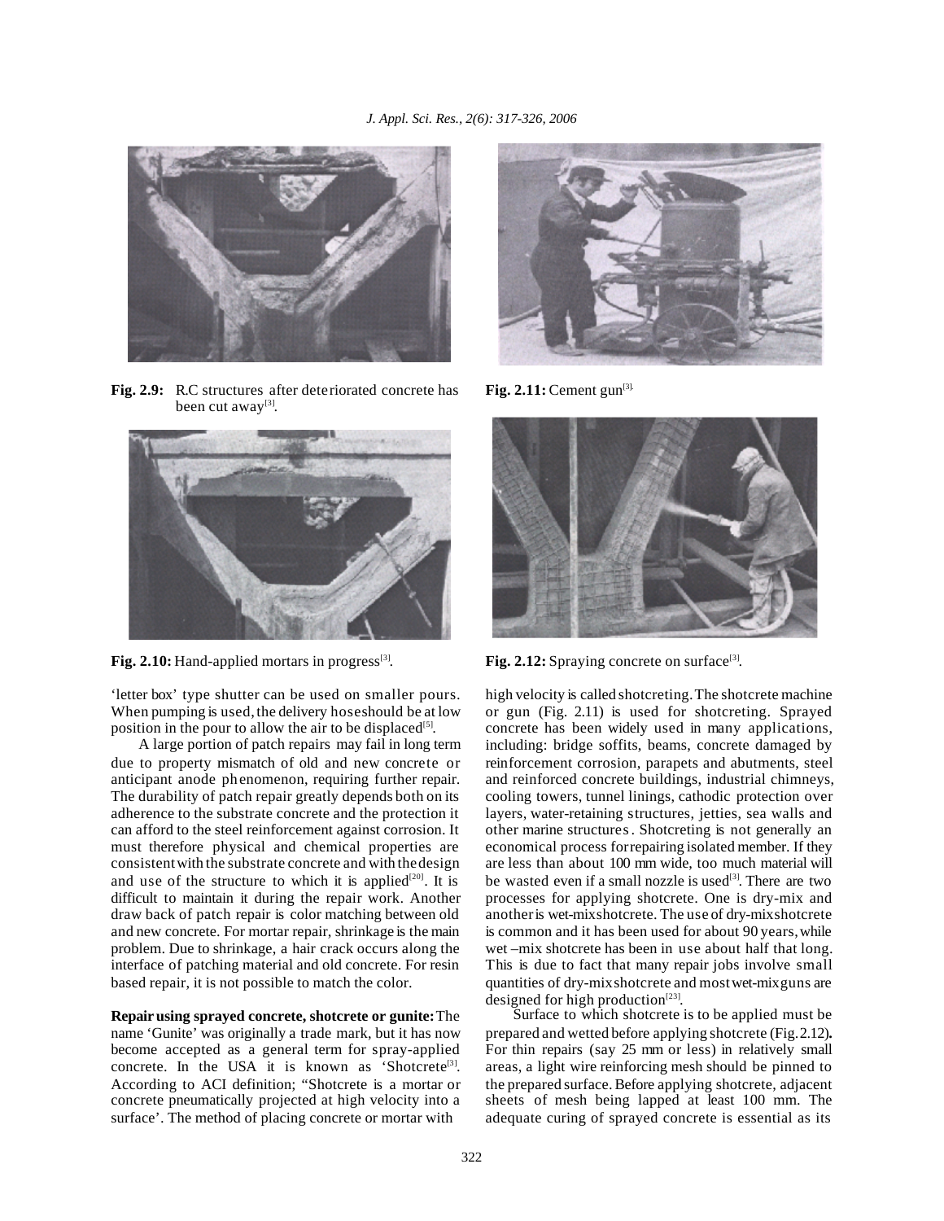Fig. 2.9: R.C structures after deteriorated concrete has been cut away[3].

Fig. 2.10: Hand-applied mortars in progress[3].

Fig. 2.11: Cement gun[3].

Fig. 2.12: Spraying concrete on surface[3].

'letter box' type shutter can be used on smaller pours. When pumping is used, the delivery hoseshould be at low position in the pour to allow the air to be displaced[5].

A large portion of patch repairs may fail in long term due to property mismatch of old and new concrete or anticipant anode phenomenon, requiring further repair. The durability of patch repair greatly depends both on its adherence to the substrate concrete and the protection it can afford to the steel reinforcement against corrosion. It must therefore physical and chemical properties are consistent with the substrate concrete and with the design and use of the structure to which it is applied[20]. It is difficult to maintain it during the repair work. Another draw back of patch repair is color matching between old and new concrete. For mortar repair, shrinkage is the main problem. Due to shrinkage, a hair crack occurs along the interface of patching material and old concrete. For resin based repair, it is not possible to match the color.

**Repair using sprayed concrete, shotcrete or gunite:** The name 'Gunite' was originally a trade mark, but it has now become accepted as a general term for spray-applied concrete. In the USA it is known as 'Shotcrete[3]. According to ACI definition; "Shotcrete is a mortar or concrete pneumatically projected at high velocity into a surface'. The method of placing concrete or mortar with high velocity is called shotcreting. The shotcrete machine or gun (Fig. 2.11) is used for shotcreting. Sprayed concrete has been widely used in many applications, including: bridge soffits, beams, concrete damaged by reinforcement corrosion, parapets and abutments, steel and reinforced concrete buildings, industrial chimneys, cooling towers, tunnel linings, cathodic protection over layers, water-retaining structures, jetties, sea walls and other marine structures. Shotcreting is not generally an economical process forrepairing isolated member. If they are less than about 100 mm wide, too much material will be wasted even if a small nozzle is used[3]. There are two processes for applying shotcrete. One is dry-mix and another is wet-mixshotcrete. The use of dry-mixshotcrete is common and it has been used for about 90 years, while wet –mix shotcrete has been in use about half that long. This is due to fact that many repair jobs involve small quantities of dry-mixshotcrete and mostwet-mixguns are designed for high production[23].

Surface to which shotcrete is to be applied must be prepared and wetted before applying shotcrete (Fig. 2.12). For thin repairs (say 25 mm or less) in relatively small areas, a light wire reinforcing mesh should be pinned to the prepared surface. Before applying shotcrete, adjacent sheets of mesh being lapped at least 100 mm. The adequate curing of sprayed concrete is essential as its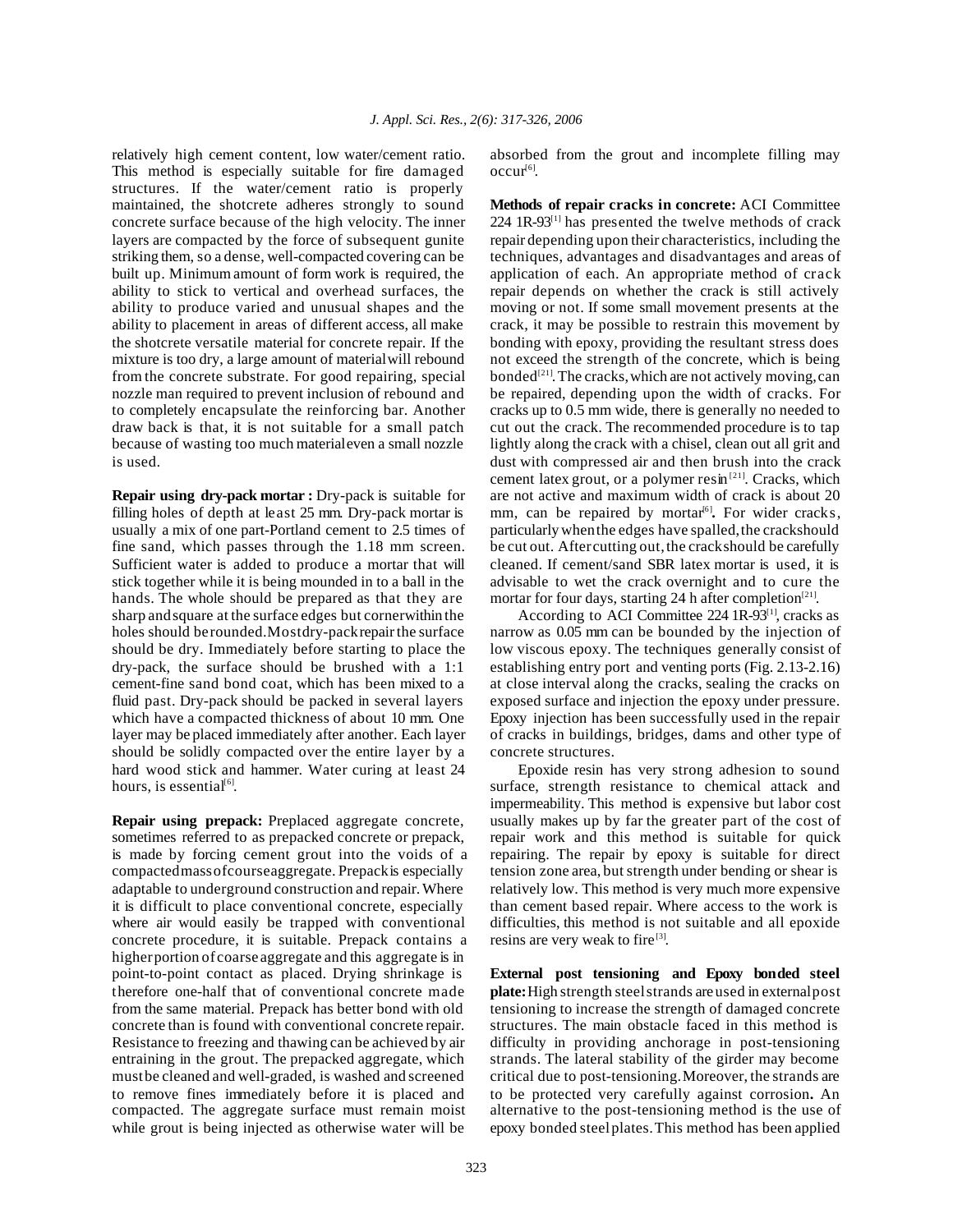relatively high cement content, low water/cement ratio. This method is especially suitable for fire damaged structures. If the water/cement ratio is properly maintained, the shotcrete adheres strongly to sound concrete surface because of the high velocity. The inner layers are compacted by the force of subsequent gunite striking them, so a dense, well-compacted covering can be built up. Minimum amount of form work is required, the ability to stick to vertical and overhead surfaces, the ability to produce varied and unusual shapes and the ability to placement in areas of different access, all make the shotcrete versatile material for concrete repair. If the mixture is too dry, a large amount of material will rebound from the concrete substrate. For good repairing, special nozzle man required to prevent inclusion of rebound and to completely encapsulate the reinforcing bar. Another draw back is that, it is not suitable for a small patch because of wasting too much material even a small nozzle is used.

**Repair using dry-pack mortar :** Dry-pack is suitable for filling holes of depth at least 25 mm. Dry-pack mortar is usually a mix of one part-Portland cement to 2.5 times of fine sand, which passes through the 1.18 mm screen. Sufficient water is added to produce a mortar that will stick together while it is being mounded in to a ball in the hands. The whole should be prepared as that they are sharp and square at the surface edges but corner within the holes should be rounded. Most dry-pack repair the surface should be dry. Immediately before starting to place the dry-pack, the surface should be brushed with a 1:1 cement-fine sand bond coat, which has been mixed to a fluid past. Dry-pack should be packed in several layers which have a compacted thickness of about 10 mm. One layer may be placed immediately after another. Each layer should be solidly compacted over the entire layer by a hard wood stick and hammer. Water curing at least 24 hours, is essential[6].

**Repair using prepack:** Preplaced aggregate concrete, sometimes referred to as prepacked concrete or prepack, is made by forcing cement grout into the voids of a compacted mass of course aggregate. Prepack is especially adaptable to underground construction and repair. Where it is difficult to place conventional concrete, especially where air would easily be trapped with conventional concrete procedure, it is suitable. Prepack contains a higher portion of coarse aggregate and this aggregate is in point-to-point contact as placed. Drying shrinkage is therefore one-half that of conventional concrete made from the same material. Prepack has better bond with old concrete than is found with conventional concrete repair. Resistance to freezing and thawing can be achieved by air entraining in the grout. The prepacked aggregate, which must be cleaned and well-graded, is washed and screened to remove fines immediately before it is placed and compacted. The aggregate surface must remain moist while grout is being injected as otherwise water will be absorbed from the grout and incomplete filling may occur[6].

**Methods of repair cracks in concrete:** ACI Committee 224 1R-93[1] has presented the twelve methods of crack repair depending upon their characteristics, including the techniques, advantages and disadvantages and areas of application of each. An appropriate method of crack repair depends on whether the crack is still actively moving or not. If some small movement presents at the crack, it may be possible to restrain this movement by bonding with epoxy, providing the resultant stress does not exceed the strength of the concrete, which is being bonded[21]. The cracks, which are not actively moving, can be repaired, depending upon the width of cracks. For cracks up to 0.5 mm wide, there is generally no needed to cut out the crack. The recommended procedure is to tap lightly along the crack with a chisel, clean out all grit and dust with compressed air and then brush into the crack cement latex grout, or a polymer resin[21]. Cracks, which are not active and maximum width of crack is about 20 mm, can be repaired by mortar[6]**.** For wider cracks, particularly when the edges have spalled, the crack should be cut out. After cutting out, the crack should be carefully cleaned. If cement/sand SBR latex mortar is used, it is advisable to wet the crack overnight and to cure the mortar for four days, starting 24 h after completion[21].

According to ACI Committee 224 1R-93[1], cracks as narrow as 0.05 mm can be bounded by the injection of low viscous epoxy. The techniques generally consist of establishing entry port and venting ports (Fig. 2.13-2.16) at close interval along the cracks, sealing the cracks on exposed surface and injection the epoxy under pressure. Epoxy injection has been successfully used in the repair of cracks in buildings, bridges, dams and other type of concrete structures.

Epoxide resin has very strong adhesion to sound surface, strength resistance to chemical attack and impermeability. This method is expensive but labor cost usually makes up by far the greater part of the cost of repair work and this method is suitable for quick repairing. The repair by epoxy is suitable for direct tension zone area, but strength under bending or shear is relatively low. This method is very much more expensive than cement based repair. Where access to the work is difficulties, this method is not suitable and all epoxide resins are very weak to fire[3].

**External post tensioning and Epoxy bonded steel plate:** High strength steel strands are used in external post tensioning to increase the strength of damaged concrete structures. The main obstacle faced in this method is difficulty in providing anchorage in post-tensioning strands. The lateral stability of the girder may become critical due to post-tensioning. Moreover, the strands are to be protected very carefully against corrosion**.** An alternative to the post-tensioning method is the use of epoxy bonded steel plates. This method has been applied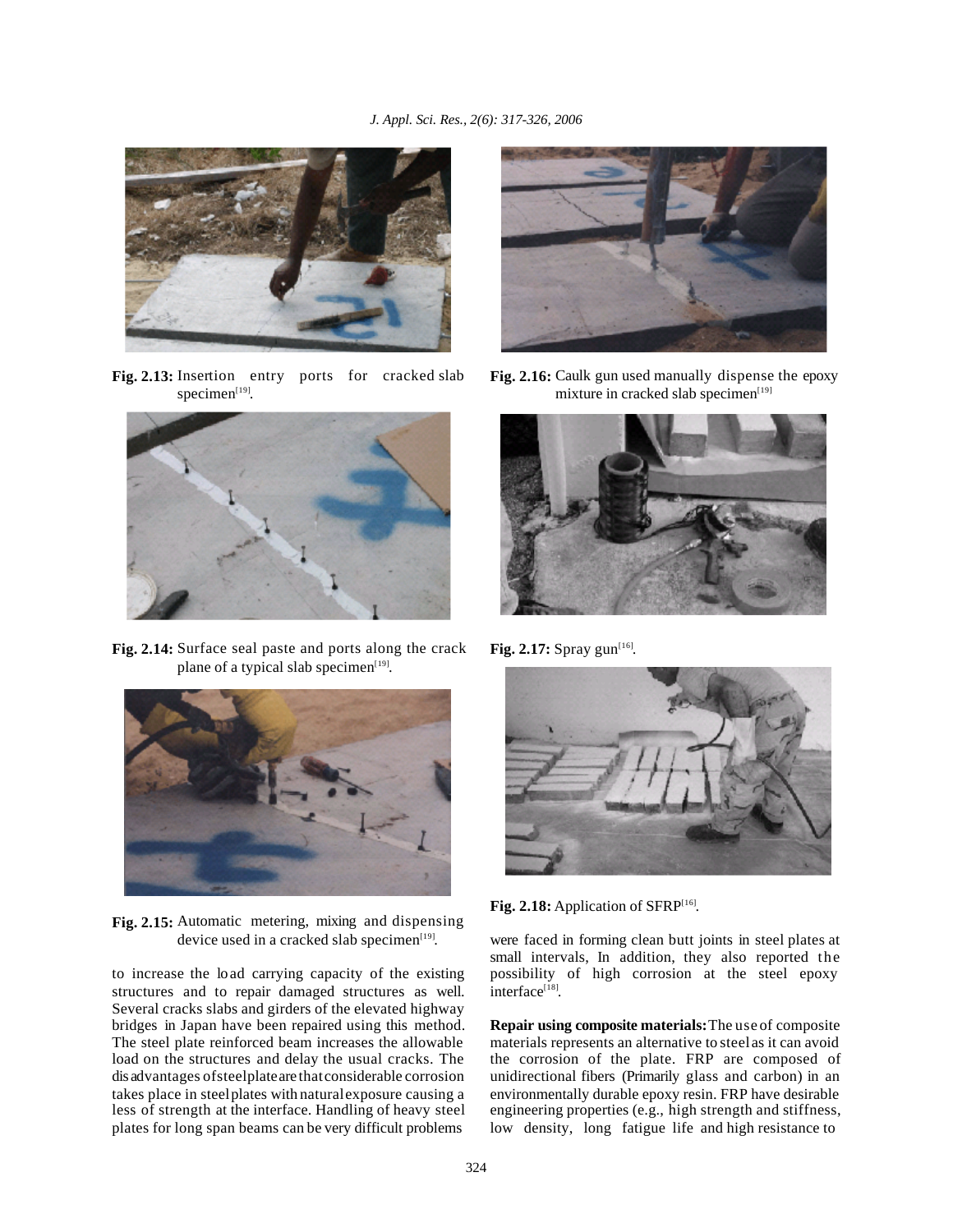Fig. 2.13: Insertion entry ports for cracked slab specimen[19].

Fig. 2.14: Surface seal paste and ports along the crack plane of a typical slab specimen[19].

Fig. 2.15: Automatic metering, mixing and dispensing device used in a cracked slab specimen[19].

Fig. 2.16: Caulk gun used manually dispense the epoxy mixture in cracked slab specimen[19]

Fig. 2.17: Spray gun[16].

Fig. 2.18: Application of SFRP[16].

to increase the load carrying capacity of the existing structures and to repair damaged structures as well. Several cracks slabs and girders of the elevated highway bridges in Japan have been repaired using this method. The steel plate reinforced beam increases the allowable load on the structures and delay the usual cracks. The disadvantages of steel plate are that considerable corrosion takes place in steel plates with natural exposure causing a less of strength at the interface. Handling of heavy steel plates for long span beams can be very difficult problems were faced in forming clean butt joints in steel plates at small intervals, In addition, they also reported the possibility of high corrosion at the steel epoxy interface[18].

**Repair using composite materials:** The use of composite materials represents an alternative to steel as it can avoid the corrosion of the plate. FRP are composed of unidirectional fibers (Primarily glass and carbon) in an environmentally durable epoxy resin. FRP have desirable engineering properties (e.g., high strength and stiffness, low density, long fatigue life and high resistance to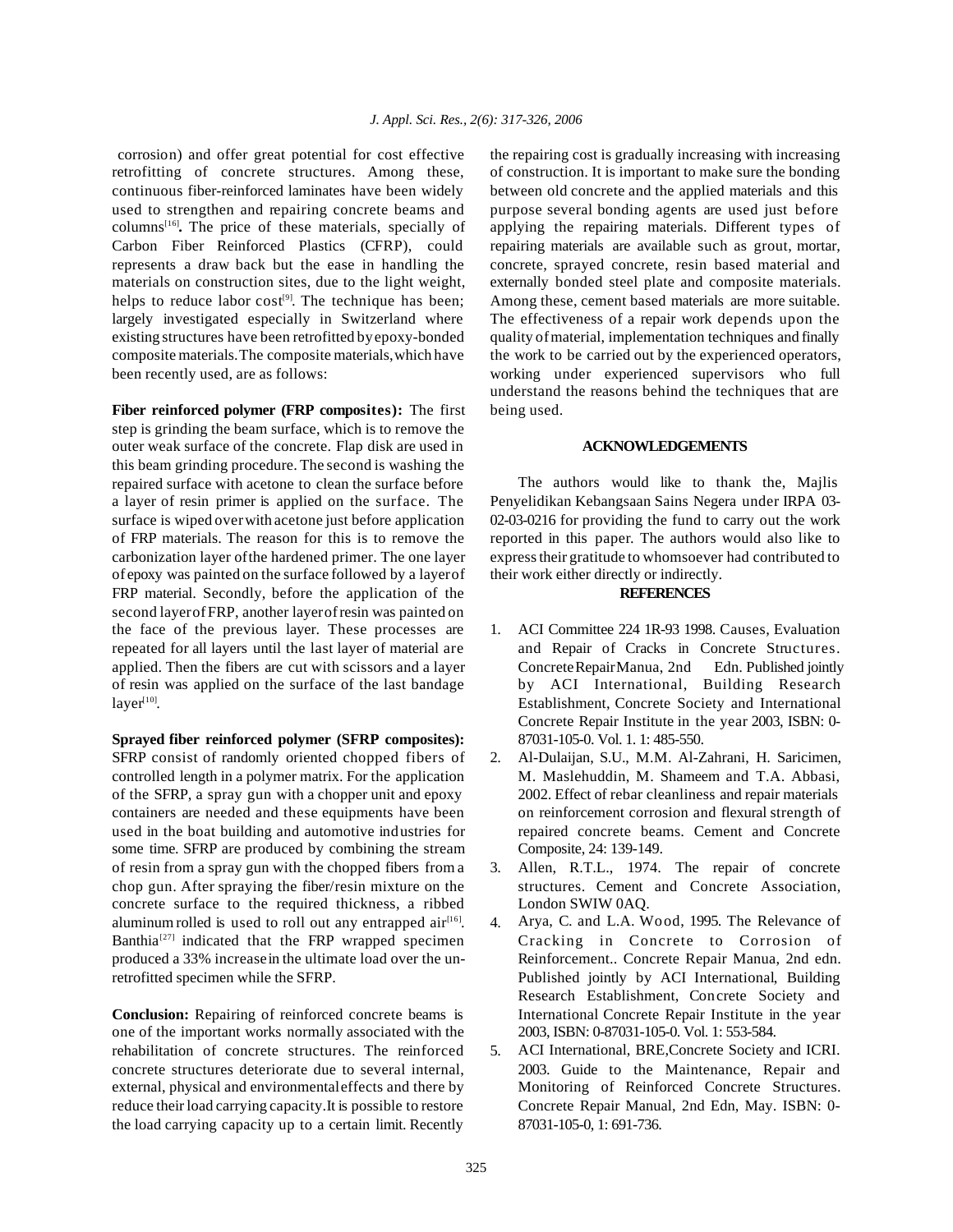corrosion) and offer great potential for cost effective retrofitting of concrete structures. Among these, continuous fiber-reinforced laminates have been widely used to strengthen and repairing concrete beams and columns[16]**.** The price of these materials, specially of Carbon Fiber Reinforced Plastics (CFRP), could represents a draw back but the ease in handling the materials on construction sites, due to the light weight, helps to reduce labor cost[9]. The technique has been; largely investigated especially in Switzerland where existing structures have been retrofitted by epoxy-bonded composite materials. The composite materials, which have been recently used, are as follows:

**Fiber reinforced polymer (FRP composites):** The first step is grinding the beam surface, which is to remove the outer weak surface of the concrete. Flap disk are used in this beam grinding procedure. The second is washing the repaired surface with acetone to clean the surface before a layer of resin primer is applied on the surface. The surface is wiped over with acetone just before application of FRP materials. The reason for this is to remove the carbonization layer of the hardened primer. The one layer of epoxy was painted on the surface followed by a layer of FRP material. Secondly, before the application of the second layer of FRP, another layer of resin was painted on the face of the previous layer. These processes are repeated for all layers until the last layer of material are applied. Then the fibers are cut with scissors and a layer of resin was applied on the surface of the last bandage layer[10].

**Sprayed fiber reinforced polymer (SFRP composites):** SFRP consist of randomly oriented chopped fibers of controlled length in a polymer matrix. For the application of the SFRP, a spray gun with a chopper unit and epoxy containers are needed and these equipments have been used in the boat building and automotive industries for some time. SFRP are produced by combining the stream of resin from a spray gun with the chopped fibers from a chop gun. After spraying the fiber/resin mixture on the concrete surface to the required thickness, a ribbed aluminum rolled is used to roll out any entrapped air[16]. Banthia[27] indicated that the FRP wrapped specimen produced a 33% increase in the ultimate load over the un-retrofitted specimen while the SFRP.

**Conclusion:** Repairing of reinforced concrete beams is one of the important works normally associated with the rehabilitation of concrete structures. The reinforced concrete structures deteriorate due to several internal, external, physical and environmental effects and there by reduce their load carrying capacity. It is possible to restore the load carrying capacity up to a certain limit. Recently the repairing cost is gradually increasing with increasing of construction. It is important to make sure the bonding between old concrete and the applied materials and this purpose several bonding agents are used just before applying the repairing materials. Different types of repairing materials are available such as grout, mortar, concrete, sprayed concrete, resin based material and externally bonded steel plate and composite materials. Among these, cement based materials are more suitable. The effectiveness of a repair work depends upon the quality of material, implementation techniques and finally the work to be carried out by the experienced operators, working under experienced supervisors who full understand the reasons behind the techniques that are being used.

## ACKNOWLEDGEMENTS

The authors would like to thank the, Majlis Penyelidikan Kebangsaan Sains Negera under IRPA 03-02-03-0216 for providing the fund to carry out the work reported in this paper. The authors would also like to express their gratitude to whomsoever had contributed to their work either directly or indirectly.

## REFERENCES

1. ACI Committee 224 1R-93 1998. Causes, Evaluation and Repair of Cracks in Concrete Structures. Concrete Repair Manua, 2nd Edn. Published jointly by ACI International, Building Research Establishment, Concrete Society and International Concrete Repair Institute in the year 2003, ISBN: 0-87031-105-0. Vol. 1. 1: 485-550.
2. Al-Dulaijan, S.U., M.M. Al-Zahrani, H. Saricimen, M. Maslehuddin, M. Shameem and T.A. Abbasi, 2002. Effect of rebar cleanliness and repair materials on reinforcement corrosion and flexural strength of repaired concrete beams. Cement and Concrete Composite, 24: 139-149.
3. Allen, R.T.L., 1974. The repair of concrete structures. Cement and Concrete Association, London SWIW 0AQ.
4. Arya, C. and L.A. Wood, 1995. The Relevance of Cracking in Concrete to Corrosion of Reinforcement.. Concrete Repair Manua, 2nd edn. Published jointly by ACI International, Building Research Establishment, Concrete Society and International Concrete Repair Institute in the year 2003, ISBN: 0-87031-105-0. Vol. 1: 553-584.
5. ACI International, BRE,Concrete Society and ICRI. 2003. Guide to the Maintenance, Repair and Monitoring of Reinforced Concrete Structures. Concrete Repair Manual, 2nd Edn, May. ISBN: 0-87031-105-0, 1: 691-736.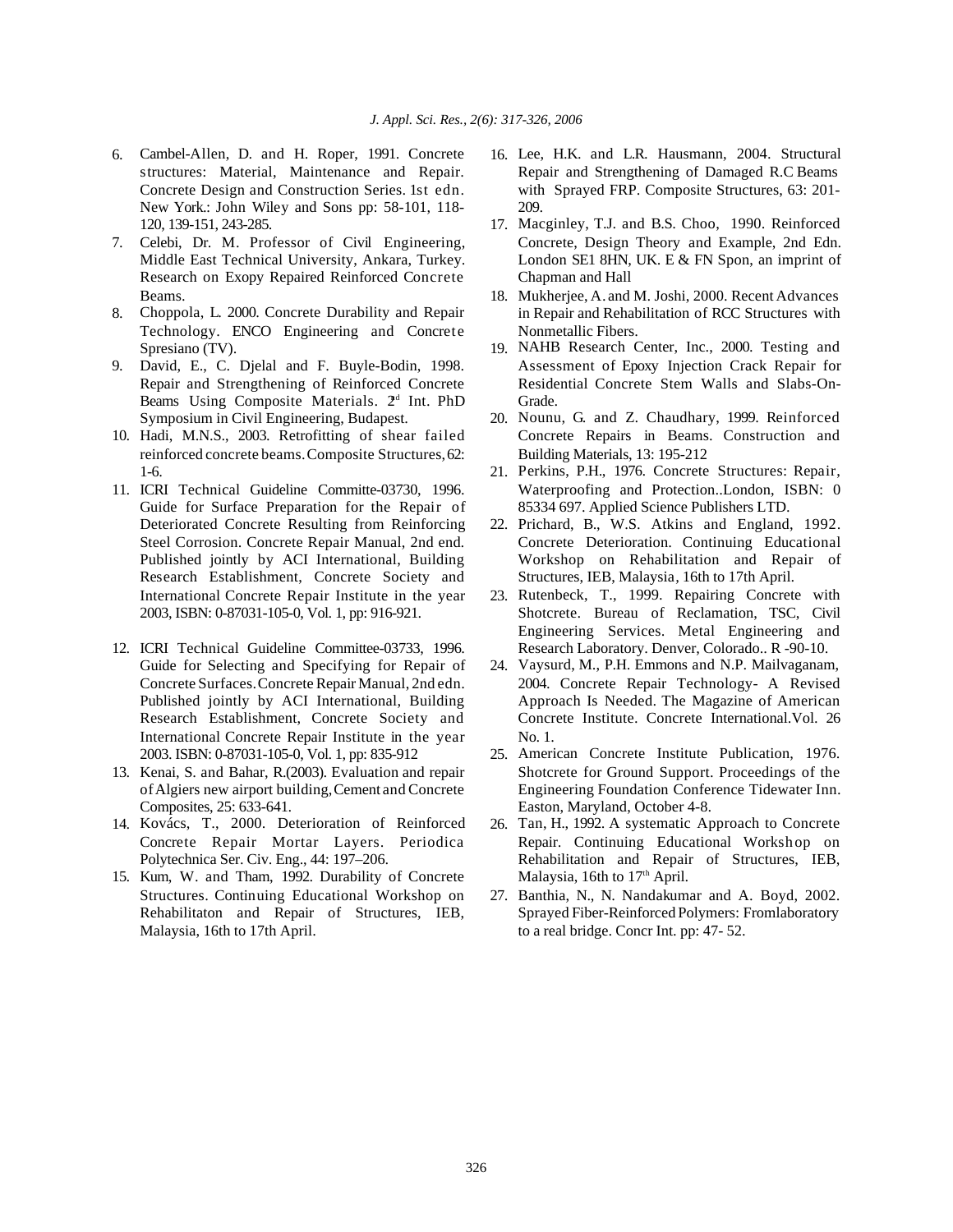6. Cambel-Allen, D. and H. Roper, 1991. Concrete structures: Material, Maintenance and Repair. Concrete Design and Construction Series. 1st edn. New York.: John Wiley and Sons pp: 58-101, 118-120, 139-151, 243-285.
7. Celebi, Dr. M. Professor of Civil Engineering, Middle East Technical University, Ankara, Turkey. Research on Exopy Repaired Reinforced Concrete Beams.
8. Choppola, L. 2000. Concrete Durability and Repair Technology. ENCO Engineering and Concrete Spresiano (TV).
9. David, E., C. Djelal and F. Buyle-Bodin, 1998. Repair and Strengthening of Reinforced Concrete Beams Using Composite Materials. 2[d] Int. PhD Symposium in Civil Engineering, Budapest.
10. Hadi, M.N.S., 2003. Retrofitting of shear failed reinforced concrete beams. Composite Structures, 62: 1-6.
11. ICRI Technical Guideline Committe-03730, 1996. Guide for Surface Preparation for the Repair of Deteriorated Concrete Resulting from Reinforcing Steel Corrosion. Concrete Repair Manual, 2nd end. Published jointly by ACI International, Building Research Establishment, Concrete Society and International Concrete Repair Institute in the year 2003, ISBN: 0-87031-105-0, Vol. 1, pp: 916-921.
12. ICRI Technical Guideline Committee-03733, 1996. Guide for Selecting and Specifying for Repair of Concrete Surfaces. Concrete Repair Manual, 2nd edn. Published jointly by ACI International, Building Research Establishment, Concrete Society and International Concrete Repair Institute in the year 2003. ISBN: 0-87031-105-0, Vol. 1, pp: 835-912
13. Kenai, S. and Bahar, R.(2003). Evaluation and repair of Algiers new airport building, Cement and Concrete Composites, 25: 633-641.
14. Kovács, T., 2000. Deterioration of Reinforced Concrete Repair Mortar Layers. Periodica Polytechnica Ser. Civ. Eng., 44: 197–206.
15. Kum, W. and Tham, 1992. Durability of Concrete Structures. Continuing Educational Workshop on Rehabilitaton and Repair of Structures, IEB, Malaysia, 16th to 17th April.
16. Lee, H.K. and L.R. Hausmann, 2004. Structural Repair and Strengthening of Damaged R.C Beams with Sprayed FRP. Composite Structures, 63: 201-209.
17. Macginley, T.J. and B.S. Choo, 1990. Reinforced Concrete, Design Theory and Example, 2nd Edn. London SE1 8HN, UK. E & FN Spon, an imprint of Chapman and Hall
18. Mukherjee, A. and M. Joshi, 2000. Recent Advances in Repair and Rehabilitation of RCC Structures with Nonmetallic Fibers.
19. NAHB Research Center, Inc., 2000. Testing and Assessment of Epoxy Injection Crack Repair for Residential Concrete Stem Walls and Slabs-On-Grade.
20. Nounu, G. and Z. Chaudhary, 1999. Reinforced Concrete Repairs in Beams. Construction and Building Materials, 13: 195-212
21. Perkins, P.H., 1976. Concrete Structures: Repair, Waterproofing and Protection..London, ISBN: 0 85334 697. Applied Science Publishers LTD.
22. Prichard, B., W.S. Atkins and England, 1992. Concrete Deterioration. Continuing Educational Workshop on Rehabilitation and Repair of Structures, IEB, Malaysia, 16th to 17th April.
23. Rutenbeck, T., 1999. Repairing Concrete with Shotcrete. Bureau of Reclamation, TSC, Civil Engineering Services. Metal Engineering and Research Laboratory. Denver, Colorado.. R -90-10.
24. Vaysurd, M., P.H. Emmons and N.P. Mailvaganam, 2004. Concrete Repair Technology- A Revised Approach Is Needed. The Magazine of American Concrete Institute. Concrete International.Vol. 26 No. 1.
25. American Concrete Institute Publication, 1976. Shotcrete for Ground Support. Proceedings of the Engineering Foundation Conference Tidewater Inn. Easton, Maryland, October 4-8.
26. Tan, H., 1992. A systematic Approach to Concrete Repair. Continuing Educational Workshop on Rehabilitation and Repair of Structures, IEB, Malaysia, 16th to 17[th] April.
27. Banthia, N., N. Nandakumar and A. Boyd, 2002. Sprayed Fiber-Reinforced Polymers: Fromlaboratory to a real bridge. Concr Int. pp: 47- 52.